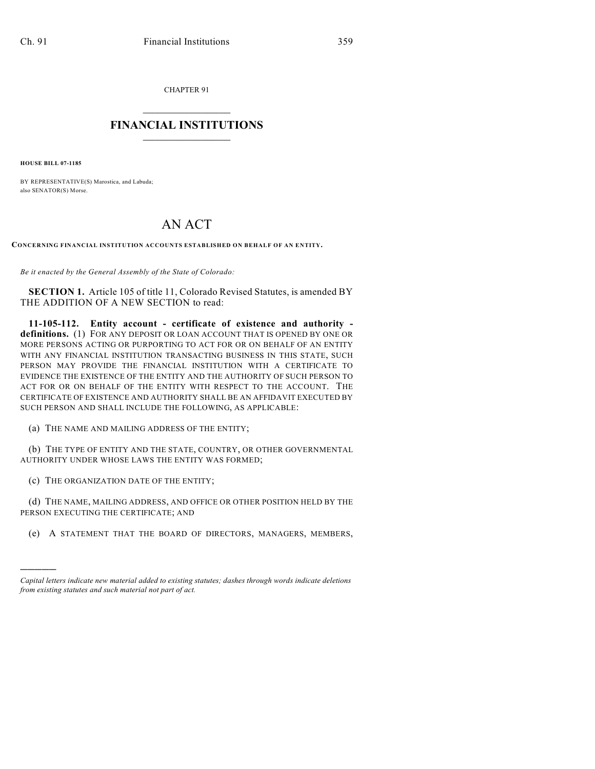CHAPTER 91

# FINANCIAL INSTITUTIONS

**HOUSE BILL 07-1185**

BY REPRESENTATIVE(S) Marostica, and Labuda;
also SENATOR(S) Morse.

# AN ACT

**CONCERNING FINANCIAL INSTITUTION ACCOUNTS ESTABLISHED ON BEHALF OF AN ENTITY.**

*Be it enacted by the General Assembly of the State of Colorado:*

**SECTION 1.** Article 105 of title 11, Colorado Revised Statutes, is amended BY THE ADDITION OF A NEW SECTION to read:

**11-105-112. Entity account - certificate of existence and authority - definitions.** (1) FOR ANY DEPOSIT OR LOAN ACCOUNT THAT IS OPENED BY ONE OR MORE PERSONS ACTING OR PURPORTING TO ACT FOR OR ON BEHALF OF AN ENTITY WITH ANY FINANCIAL INSTITUTION TRANSACTING BUSINESS IN THIS STATE, SUCH PERSON MAY PROVIDE THE FINANCIAL INSTITUTION WITH A CERTIFICATE TO EVIDENCE THE EXISTENCE OF THE ENTITY AND THE AUTHORITY OF SUCH PERSON TO ACT FOR OR ON BEHALF OF THE ENTITY WITH RESPECT TO THE ACCOUNT. THE CERTIFICATE OF EXISTENCE AND AUTHORITY SHALL BE AN AFFIDAVIT EXECUTED BY SUCH PERSON AND SHALL INCLUDE THE FOLLOWING, AS APPLICABLE:

(a) THE NAME AND MAILING ADDRESS OF THE ENTITY;

(b) THE TYPE OF ENTITY AND THE STATE, COUNTRY, OR OTHER GOVERNMENTAL AUTHORITY UNDER WHOSE LAWS THE ENTITY WAS FORMED;

(c) THE ORGANIZATION DATE OF THE ENTITY;

(d) THE NAME, MAILING ADDRESS, AND OFFICE OR OTHER POSITION HELD BY THE PERSON EXECUTING THE CERTIFICATE; AND

(e) A STATEMENT THAT THE BOARD OF DIRECTORS, MANAGERS, MEMBERS,

---

*Capital letters indicate new material added to existing statutes; dashes through words indicate deletions from existing statutes and such material not part of act.*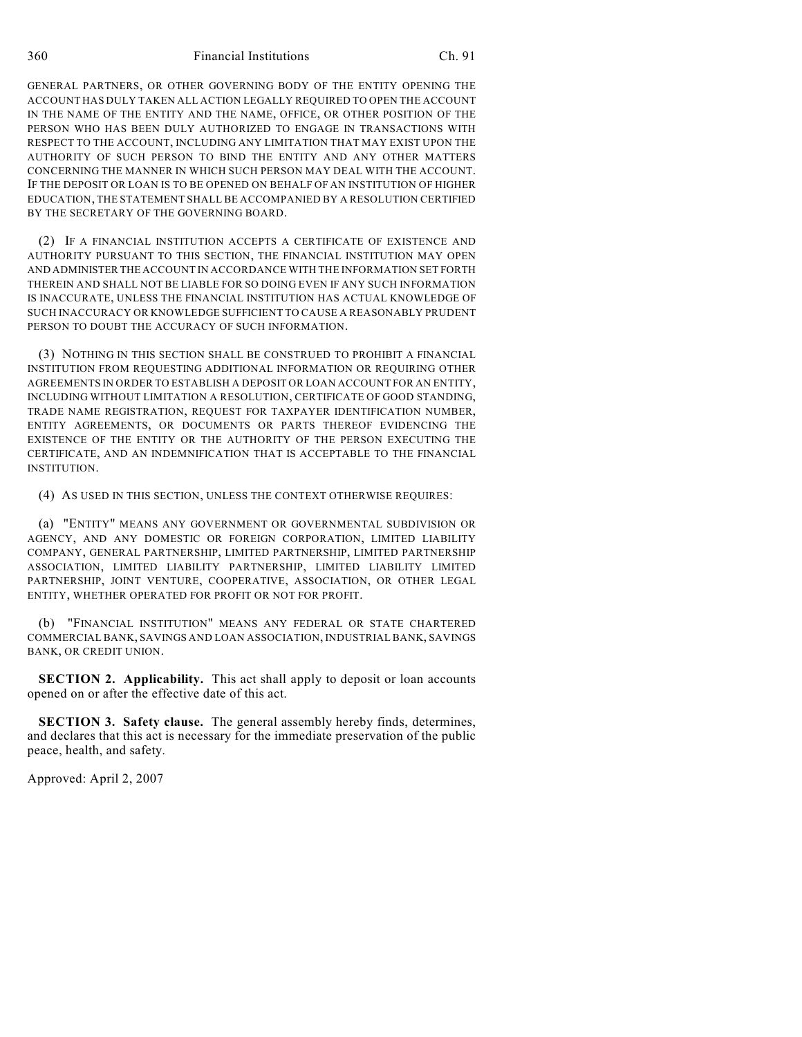GENERAL PARTNERS, OR OTHER GOVERNING BODY OF THE ENTITY OPENING THE ACCOUNT HAS DULY TAKEN ALL ACTION LEGALLY REQUIRED TO OPEN THE ACCOUNT IN THE NAME OF THE ENTITY AND THE NAME, OFFICE, OR OTHER POSITION OF THE PERSON WHO HAS BEEN DULY AUTHORIZED TO ENGAGE IN TRANSACTIONS WITH RESPECT TO THE ACCOUNT, INCLUDING ANY LIMITATION THAT MAY EXIST UPON THE AUTHORITY OF SUCH PERSON TO BIND THE ENTITY AND ANY OTHER MATTERS CONCERNING THE MANNER IN WHICH SUCH PERSON MAY DEAL WITH THE ACCOUNT. IF THE DEPOSIT OR LOAN IS TO BE OPENED ON BEHALF OF AN INSTITUTION OF HIGHER EDUCATION, THE STATEMENT SHALL BE ACCOMPANIED BY A RESOLUTION CERTIFIED BY THE SECRETARY OF THE GOVERNING BOARD.

(2) IF A FINANCIAL INSTITUTION ACCEPTS A CERTIFICATE OF EXISTENCE AND AUTHORITY PURSUANT TO THIS SECTION, THE FINANCIAL INSTITUTION MAY OPEN AND ADMINISTER THE ACCOUNT IN ACCORDANCE WITH THE INFORMATION SET FORTH THEREIN AND SHALL NOT BE LIABLE FOR SO DOING EVEN IF ANY SUCH INFORMATION IS INACCURATE, UNLESS THE FINANCIAL INSTITUTION HAS ACTUAL KNOWLEDGE OF SUCH INACCURACY OR KNOWLEDGE SUFFICIENT TO CAUSE A REASONABLY PRUDENT PERSON TO DOUBT THE ACCURACY OF SUCH INFORMATION.

(3) NOTHING IN THIS SECTION SHALL BE CONSTRUED TO PROHIBIT A FINANCIAL INSTITUTION FROM REQUESTING ADDITIONAL INFORMATION OR REQUIRING OTHER AGREEMENTS IN ORDER TO ESTABLISH A DEPOSIT OR LOAN ACCOUNT FOR AN ENTITY, INCLUDING WITHOUT LIMITATION A RESOLUTION, CERTIFICATE OF GOOD STANDING, TRADE NAME REGISTRATION, REQUEST FOR TAXPAYER IDENTIFICATION NUMBER, ENTITY AGREEMENTS, OR DOCUMENTS OR PARTS THEREOF EVIDENCING THE EXISTENCE OF THE ENTITY OR THE AUTHORITY OF THE PERSON EXECUTING THE CERTIFICATE, AND AN INDEMNIFICATION THAT IS ACCEPTABLE TO THE FINANCIAL INSTITUTION.

(4) AS USED IN THIS SECTION, UNLESS THE CONTEXT OTHERWISE REQUIRES:

(a) "ENTITY" MEANS ANY GOVERNMENT OR GOVERNMENTAL SUBDIVISION OR AGENCY, AND ANY DOMESTIC OR FOREIGN CORPORATION, LIMITED LIABILITY COMPANY, GENERAL PARTNERSHIP, LIMITED PARTNERSHIP, LIMITED PARTNERSHIP ASSOCIATION, LIMITED LIABILITY PARTNERSHIP, LIMITED LIABILITY LIMITED PARTNERSHIP, JOINT VENTURE, COOPERATIVE, ASSOCIATION, OR OTHER LEGAL ENTITY, WHETHER OPERATED FOR PROFIT OR NOT FOR PROFIT.

(b) "FINANCIAL INSTITUTION" MEANS ANY FEDERAL OR STATE CHARTERED COMMERCIAL BANK, SAVINGS AND LOAN ASSOCIATION, INDUSTRIAL BANK, SAVINGS BANK, OR CREDIT UNION.

**SECTION 2. Applicability.** This act shall apply to deposit or loan accounts opened on or after the effective date of this act.

**SECTION 3. Safety clause.** The general assembly hereby finds, determines, and declares that this act is necessary for the immediate preservation of the public peace, health, and safety.

Approved: April 2, 2007